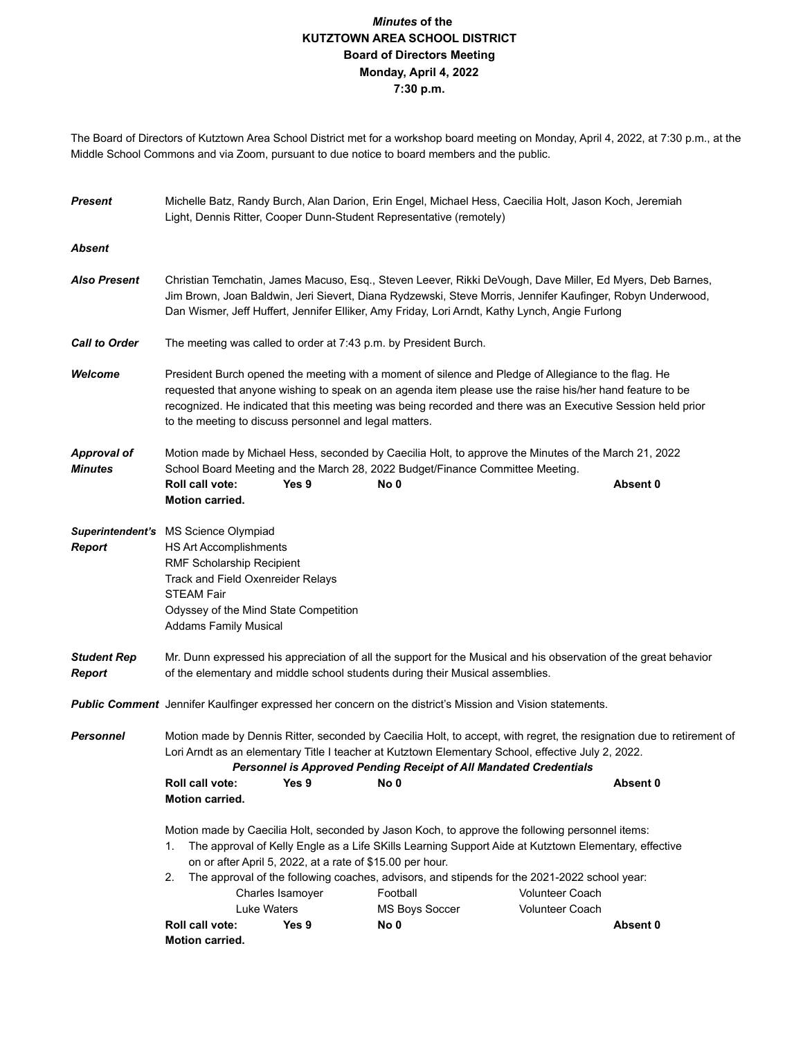***Minutes* of the**
**KUTZTOWN AREA SCHOOL DISTRICT**
**Board of Directors Meeting**
**Monday, April 4, 2022**
**7:30 p.m.**

The Board of Directors of Kutztown Area School District met for a workshop board meeting on Monday, April 4, 2022, at 7:30 p.m., at the Middle School Commons and via Zoom, pursuant to due notice to board members and the public.

***Present*** Michelle Batz, Randy Burch, Alan Darion, Erin Engel, Michael Hess, Caecilia Holt, Jason Koch, Jeremiah Light, Dennis Ritter, Cooper Dunn-Student Representative (remotely)

***Absent***

***Also Present*** Christian Temchatin, James Macuso, Esq., Steven Leever, Rikki DeVough, Dave Miller, Ed Myers, Deb Barnes, Jim Brown, Joan Baldwin, Jeri Sievert, Diana Rydzewski, Steve Morris, Jennifer Kaufinger, Robyn Underwood, Dan Wismer, Jeff Huffert, Jennifer Elliker, Amy Friday, Lori Arndt, Kathy Lynch, Angie Furlong

***Call to Order*** The meeting was called to order at 7:43 p.m. by President Burch.

***Welcome*** President Burch opened the meeting with a moment of silence and Pledge of Allegiance to the flag. He requested that anyone wishing to speak on an agenda item please use the raise his/her hand feature to be recognized. He indicated that this meeting was being recorded and there was an Executive Session held prior to the meeting to discuss personnel and legal matters.

***Approval of Minutes*** Motion made by Michael Hess, seconded by Caecilia Holt, to approve the Minutes of the March 21, 2022 School Board Meeting and the March 28, 2022 Budget/Finance Committee Meeting.

**Roll call vote: Yes 9 No 0 Absent 0**
**Motion carried.**

***Superintendent's Report***
MS Science Olympiad
HS Art Accomplishments
RMF Scholarship Recipient
Track and Field Oxenreider Relays
STEAM Fair
Odyssey of the Mind State Competition
Addams Family Musical

***Student Rep Report*** Mr. Dunn expressed his appreciation of all the support for the Musical and his observation of the great behavior of the elementary and middle school students during their Musical assemblies.

***Public Comment*** Jennifer Kaulfinger expressed her concern on the district's Mission and Vision statements.

***Personnel*** Motion made by Dennis Ritter, seconded by Caecilia Holt, to accept, with regret, the resignation due to retirement of Lori Arndt as an elementary Title I teacher at Kutztown Elementary School, effective July 2, 2022.

***Personnel is Approved Pending Receipt of All Mandated Credentials***

**Roll call vote: Yes 9 No 0 Absent 0**
**Motion carried.**

Motion made by Caecilia Holt, seconded by Jason Koch, to approve the following personnel items:

1. The approval of Kelly Engle as a Life SKills Learning Support Aide at Kutztown Elementary, effective on or after April 5, 2022, at a rate of $15.00 per hour.
2. The approval of the following coaches, advisors, and stipends for the 2021-2022 school year:

| | | |
|---|---|---|
| Charles Isamoyer | Football | Volunteer Coach |
| Luke Waters | MS Boys Soccer | Volunteer Coach |

**Roll call vote: Yes 9 No 0 Absent 0**
**Motion carried.**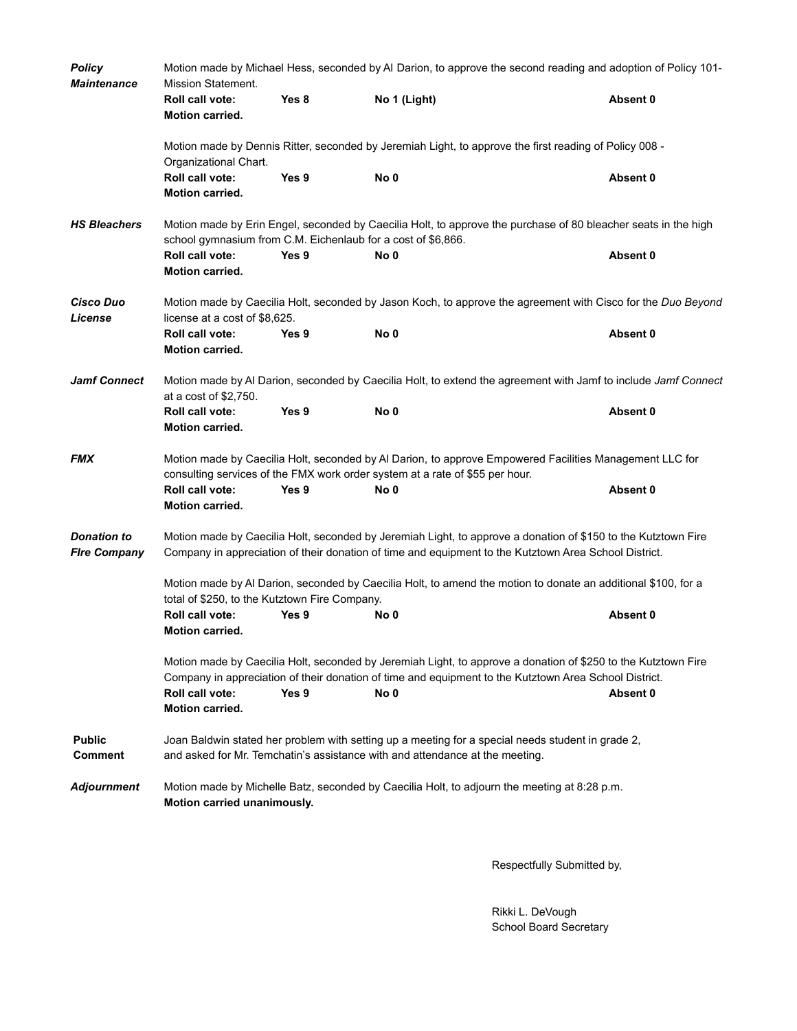***Policy Maintenance***

Motion made by Michael Hess, seconded by Al Darion, to approve the second reading and adoption of Policy 101- Mission Statement.

**Roll call vote:** **Yes 8** **No 1 (Light)** **Absent 0**
**Motion carried.**

Motion made by Dennis Ritter, seconded by Jeremiah Light, to approve the first reading of Policy 008 - Organizational Chart.

**Roll call vote:** **Yes 9** **No 0** **Absent 0**
**Motion carried.**

***HS Bleachers***

Motion made by Erin Engel, seconded by Caecilia Holt, to approve the purchase of 80 bleacher seats in the high school gymnasium from C.M. Eichenlaub for a cost of $6,866.

**Roll call vote:** **Yes 9** **No 0** **Absent 0**
**Motion carried.**

***Cisco Duo License***

Motion made by Caecilia Holt, seconded by Jason Koch, to approve the agreement with Cisco for the *Duo Beyond* license at a cost of $8,625.

**Roll call vote:** **Yes 9** **No 0** **Absent 0**
**Motion carried.**

***Jamf Connect***

Motion made by Al Darion, seconded by Caecilia Holt, to extend the agreement with Jamf to include *Jamf Connect* at a cost of $2,750.

**Roll call vote:** **Yes 9** **No 0** **Absent 0**
**Motion carried.**

***FMX***

Motion made by Caecilia Holt, seconded by Al Darion, to approve Empowered Facilities Management LLC for consulting services of the FMX work order system at a rate of $55 per hour.

**Roll call vote:** **Yes 9** **No 0** **Absent 0**
**Motion carried.**

***Donation to FIre Company***

Motion made by Caecilia Holt, seconded by Jeremiah Light, to approve a donation of $150 to the Kutztown Fire Company in appreciation of their donation of time and equipment to the Kutztown Area School District.

Motion made by Al Darion, seconded by Caecilia Holt, to amend the motion to donate an additional $100, for a total of $250, to the Kutztown Fire Company.

**Roll call vote:** **Yes 9** **No 0** **Absent 0**
**Motion carried.**

Motion made by Caecilia Holt, seconded by Jeremiah Light, to approve a donation of $250 to the Kutztown Fire Company in appreciation of their donation of time and equipment to the Kutztown Area School District.

**Roll call vote:** **Yes 9** **No 0** **Absent 0**
**Motion carried.**

**Public Comment**

Joan Baldwin stated her problem with setting up a meeting for a special needs student in grade 2, and asked for Mr. Temchatin's assistance with and attendance at the meeting.

***Adjournment***

Motion made by Michelle Batz, seconded by Caecilia Holt, to adjourn the meeting at 8:28 p.m.
**Motion carried unanimously.**

Respectfully Submitted by,

Rikki L. DeVough
School Board Secretary